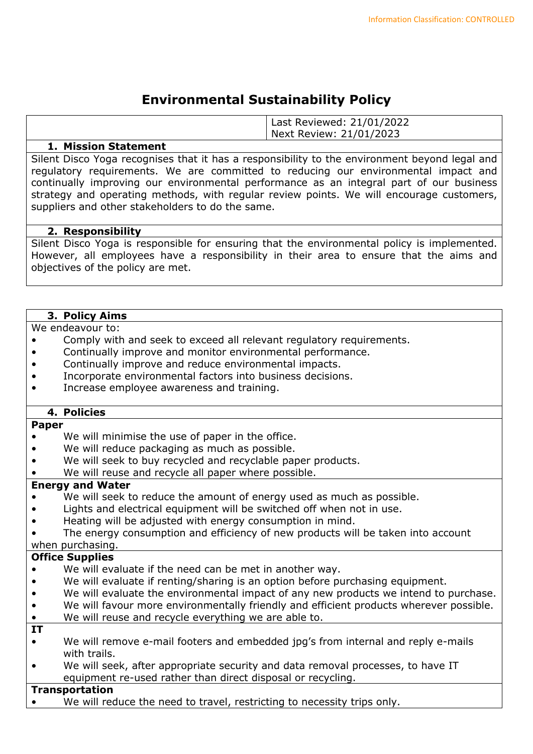Information Classification: CONTROLLED

# Environmental Sustainability Policy

| | Last Reviewed: 21/01/2022<br>Next Review: 21/01/2023 |
|---|---|

## 1. Mission Statement

Silent Disco Yoga recognises that it has a responsibility to the environment beyond legal and regulatory requirements. We are committed to reducing our environmental impact and continually improving our environmental performance as an integral part of our business strategy and operating methods, with regular review points. We will encourage customers, suppliers and other stakeholders to do the same.

## 2. Responsibility

Silent Disco Yoga is responsible for ensuring that the environmental policy is implemented. However, all employees have a responsibility in their area to ensure that the aims and objectives of the policy are met.

## 3. Policy Aims

We endeavour to:

- Comply with and seek to exceed all relevant regulatory requirements.
- Continually improve and monitor environmental performance.
- Continually improve and reduce environmental impacts.
- Incorporate environmental factors into business decisions.
- Increase employee awareness and training.

## 4. Policies

**Paper**

- We will minimise the use of paper in the office.
- We will reduce packaging as much as possible.
- We will seek to buy recycled and recyclable paper products.
- We will reuse and recycle all paper where possible.

**Energy and Water**

- We will seek to reduce the amount of energy used as much as possible.
- Lights and electrical equipment will be switched off when not in use.
- Heating will be adjusted with energy consumption in mind.
- The energy consumption and efficiency of new products will be taken into account when purchasing.

**Office Supplies**

- We will evaluate if the need can be met in another way.
- We will evaluate if renting/sharing is an option before purchasing equipment.
- We will evaluate the environmental impact of any new products we intend to purchase.
- We will favour more environmentally friendly and efficient products wherever possible.
- We will reuse and recycle everything we are able to.

**IT**

- We will remove e-mail footers and embedded jpg's from internal and reply e-mails with trails.
- We will seek, after appropriate security and data removal processes, to have IT equipment re-used rather than direct disposal or recycling.

**Transportation**

- We will reduce the need to travel, restricting to necessity trips only.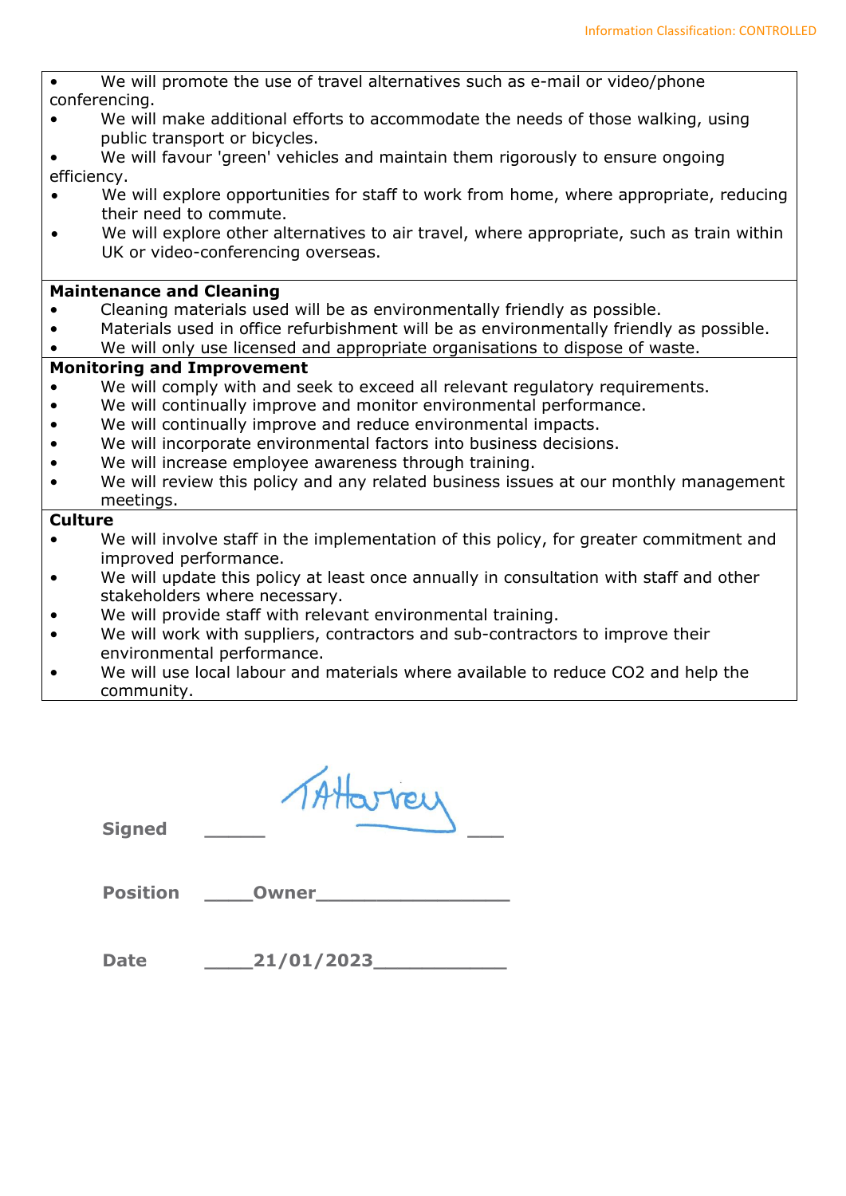- We will promote the use of travel alternatives such as e-mail or video/phone conferencing.
- We will make additional efforts to accommodate the needs of those walking, using public transport or bicycles.
- We will favour 'green' vehicles and maintain them rigorously to ensure ongoing efficiency.
- We will explore opportunities for staff to work from home, where appropriate, reducing their need to commute.
- We will explore other alternatives to air travel, where appropriate, such as train within UK or video-conferencing overseas.

**Maintenance and Cleaning**

- Cleaning materials used will be as environmentally friendly as possible.
- Materials used in office refurbishment will be as environmentally friendly as possible.
- We will only use licensed and appropriate organisations to dispose of waste.

**Monitoring and Improvement**

- We will comply with and seek to exceed all relevant regulatory requirements.
- We will continually improve and monitor environmental performance.
- We will continually improve and reduce environmental impacts.
- We will incorporate environmental factors into business decisions.
- We will increase employee awareness through training.
- We will review this policy and any related business issues at our monthly management meetings.

**Culture**

- We will involve staff in the implementation of this policy, for greater commitment and improved performance.
- We will update this policy at least once annually in consultation with staff and other stakeholders where necessary.
- We will provide staff with relevant environmental training.
- We will work with suppliers, contractors and sub-contractors to improve their environmental performance.
- We will use local labour and materials where available to reduce $CO_2$ and help the community.

**Signed** ______ TAHarvey ___

**Position** _____Owner_________________

**Date** _____21/01/2023____________